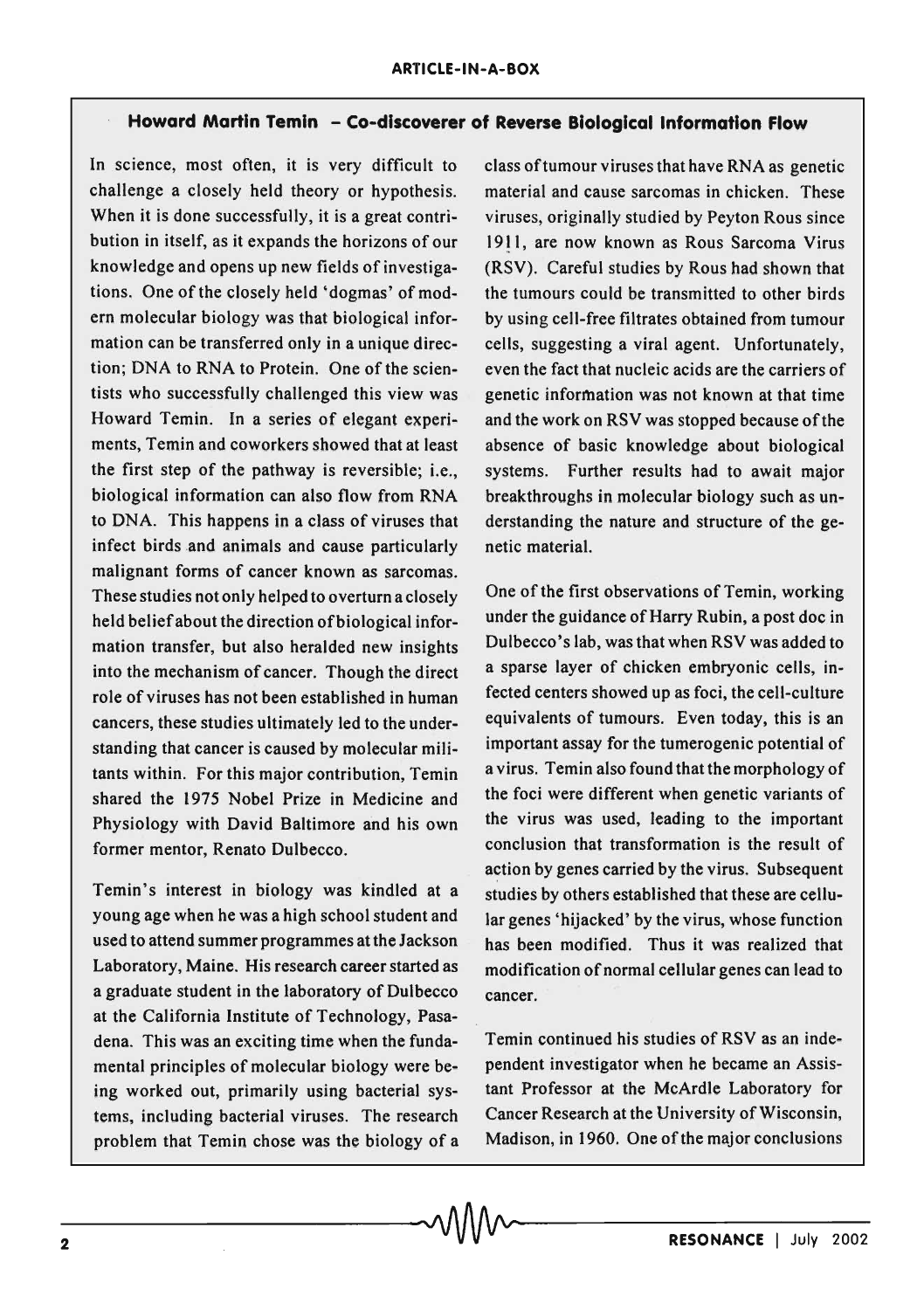# Howard Martin Temin – Co-discoverer of Reverse Biological Information Flow

In science, most often, it is very difficult to challenge a closely held theory or hypothesis. When it is done successfully, it is a great contribution in itself, as it expands the horizons of our knowledge and opens up new fields of investigations. One of the closely held 'dogmas' of modern molecular biology was that biological information can be transferred only in a unique direction; DNA to RNA to Protein. One of the scientists who successfully challenged this view was Howard Temin. In a series of elegant experiments, Temin and coworkers showed that at least the first step of the pathway is reversible; i.e., biological information can also flow from RNA to DNA. This happens in a class of viruses that infect birds and animals and cause particularly malignant forms of cancer known as sarcomas. These studies not only helped to overturn a closely held belief about the direction of biological information transfer, but also heralded new insights into the mechanism of cancer. Though the direct role of viruses has not been established in human cancers, these studies ultimately led to the understanding that cancer is caused by molecular militants within. For this major contribution, Temin shared the 1975 Nobel Prize in Medicine and Physiology with David Baltimore and his own former mentor, Renato Dulbecco.

Temin's interest in biology was kindled at a young age when he was a high school student and used to attend summer programmes at the Jackson Laboratory, Maine. His research career started as a graduate student in the laboratory of Dulbecco at the California Institute of Technology, Pasadena. This was an exciting time when the fundamental principles of molecular biology were being worked out, primarily using bacterial systems, including bacterial viruses. The research problem that Temin chose was the biology of a class of tumour viruses that have RNA as genetic material and cause sarcomas in chicken. These viruses, originally studied by Peyton Rous since 1911, are now known as Rous Sarcoma Virus (RSV). Careful studies by Rous had shown that the tumours could be transmitted to other birds by using cell-free filtrates obtained from tumour cells, suggesting a viral agent. Unfortunately, even the fact that nucleic acids are the carriers of genetic information was not known at that time and the work on RSV was stopped because of the absence of basic knowledge about biological systems. Further results had to await major breakthroughs in molecular biology such as understanding the nature and structure of the genetic material.

One of the first observations of Temin, working under the guidance of Harry Rubin, a post doc in Dulbecco's lab, was that when RSV was added to a sparse layer of chicken embryonic cells, infected centers showed up as foci, the cell-culture equivalents of tumours. Even today, this is an important assay for the tumerogenic potential of a virus. Temin also found that the morphology of the foci were different when genetic variants of the virus was used, leading to the important conclusion that transformation is the result of action by genes carried by the virus. Subsequent studies by others established that these are cellular genes 'hijacked' by the virus, whose function has been modified. Thus it was realized that modification of normal cellular genes can lead to cancer.

Temin continued his studies of RSV as an independent investigator when he became an Assistant Professor at the McArdle Laboratory for Cancer Research at the University of Wisconsin, Madison, in 1960. One of the major conclusions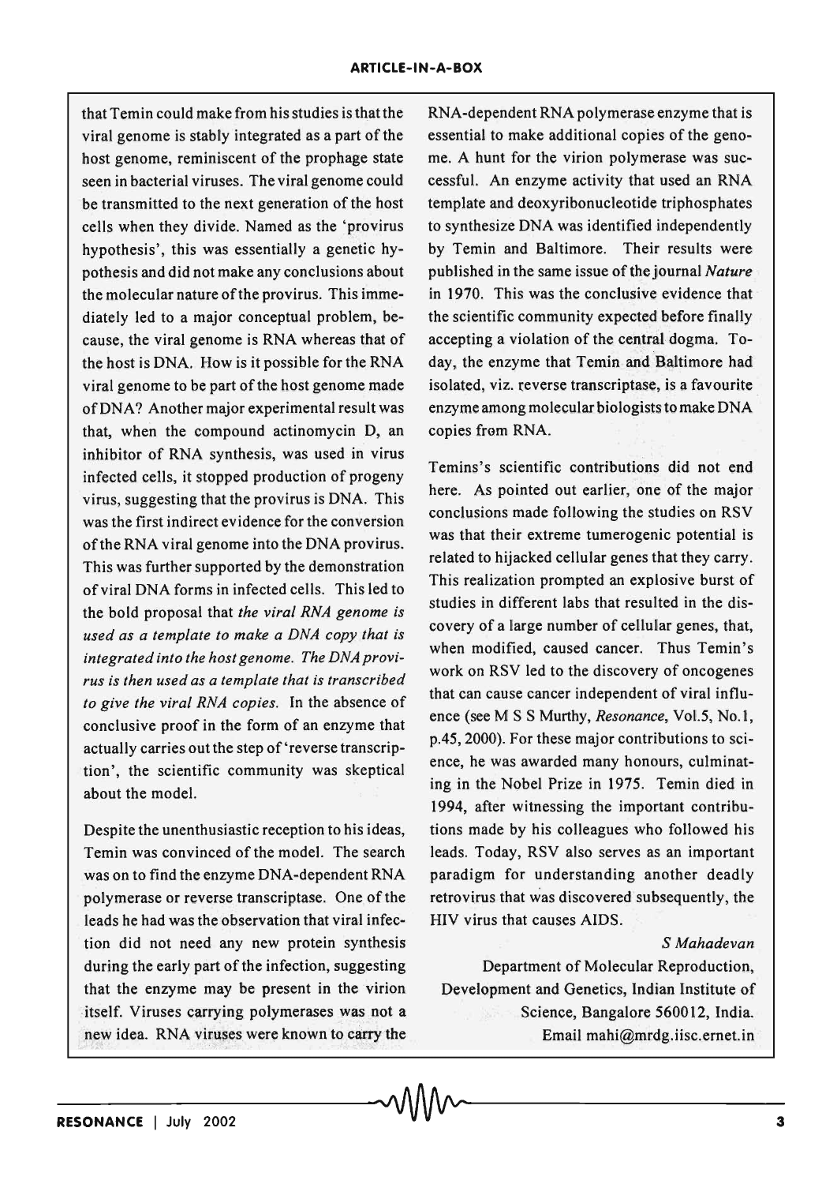that Temin could make from his studies is that the viral genome is stably integrated as a part of the host genome, reminiscent of the prophage state seen in bacterial viruses. The viral genome could be transmitted to the next generation of the host cells when they divide. Named as the 'provirus hypothesis', this was essentially a genetic hypothesis and did not make any conclusions about the molecular nature of the provirus. This immediately led to a major conceptual problem, because, the viral genome is RNA whereas that of the host is DNA. How is it possible for the RNA viral genome to be part of the host genome made of DNA? Another major experimental result was that, when the compound actinomycin D, an inhibitor of RNA synthesis, was used in virus infected cells, it stopped production of progeny virus, suggesting that the provirus is DNA. This was the first indirect evidence for the conversion of the RNA viral genome into the DNA provirus. This was further supported by the demonstration of viral DNA forms in infected cells. This led to the bold proposal that *the viral RNA genome is used as a template to make a DNA copy that is integrated into the host genome. The DNA provirus is then used as a template that is transcribed to give the viral RNA copies.* In the absence of conclusive proof in the form of an enzyme that actually carries out the step of 'reverse transcription', the scientific community was skeptical about the model.

Despite the unenthusiastic reception to his ideas, Temin was convinced of the model. The search was on to find the enzyme DNA-dependent RNA polymerase or reverse transcriptase. One of the leads he had was the observation that viral infection did not need any new protein synthesis during the early part of the infection, suggesting that the enzyme may be present in the virion itself. Viruses carrying polymerases was not a new idea. RNA viruses were known to carry the RNA-dependent RNA polymerase enzyme that is essential to make additional copies of the genome. A hunt for the virion polymerase was successful. An enzyme activity that used an RNA template and deoxyribonucleotide triphosphates to synthesize DNA was identified independently by Temin and Baltimore. Their results were published in the same issue of the journal *Nature* in 1970. This was the conclusive evidence that the scientific community expected before finally accepting a violation of the central dogma. Today, the enzyme that Temin and Baltimore had isolated, viz. reverse transcriptase, is a favourite enzyme among molecular biologists to make DNA copies from RNA.

Temins's scientific contributions did not end here. As pointed out earlier, one of the major conclusions made following the studies on RSV was that their extreme tumerogenic potential is related to hijacked cellular genes that they carry. This realization prompted an explosive burst of studies in different labs that resulted in the discovery of a large number of cellular genes, that, when modified, caused cancer. Thus Temin's work on RSV led to the discovery of oncogenes that can cause cancer independent of viral influence (see M S S Murthy, *Resonance*, Vol.5, No.1, p.45, 2000). For these major contributions to science, he was awarded many honours, culminating in the Nobel Prize in 1975. Temin died in 1994, after witnessing the important contributions made by his colleagues who followed his leads. Today, RSV also serves as an important paradigm for understanding another deadly retrovirus that was discovered subsequently, the HIV virus that causes AIDS.

*S Mahadevan*

Department of Molecular Reproduction, Development and Genetics, Indian Institute of Science, Bangalore 560012, India.

Email mahi@mrdg.iisc.ernet.in